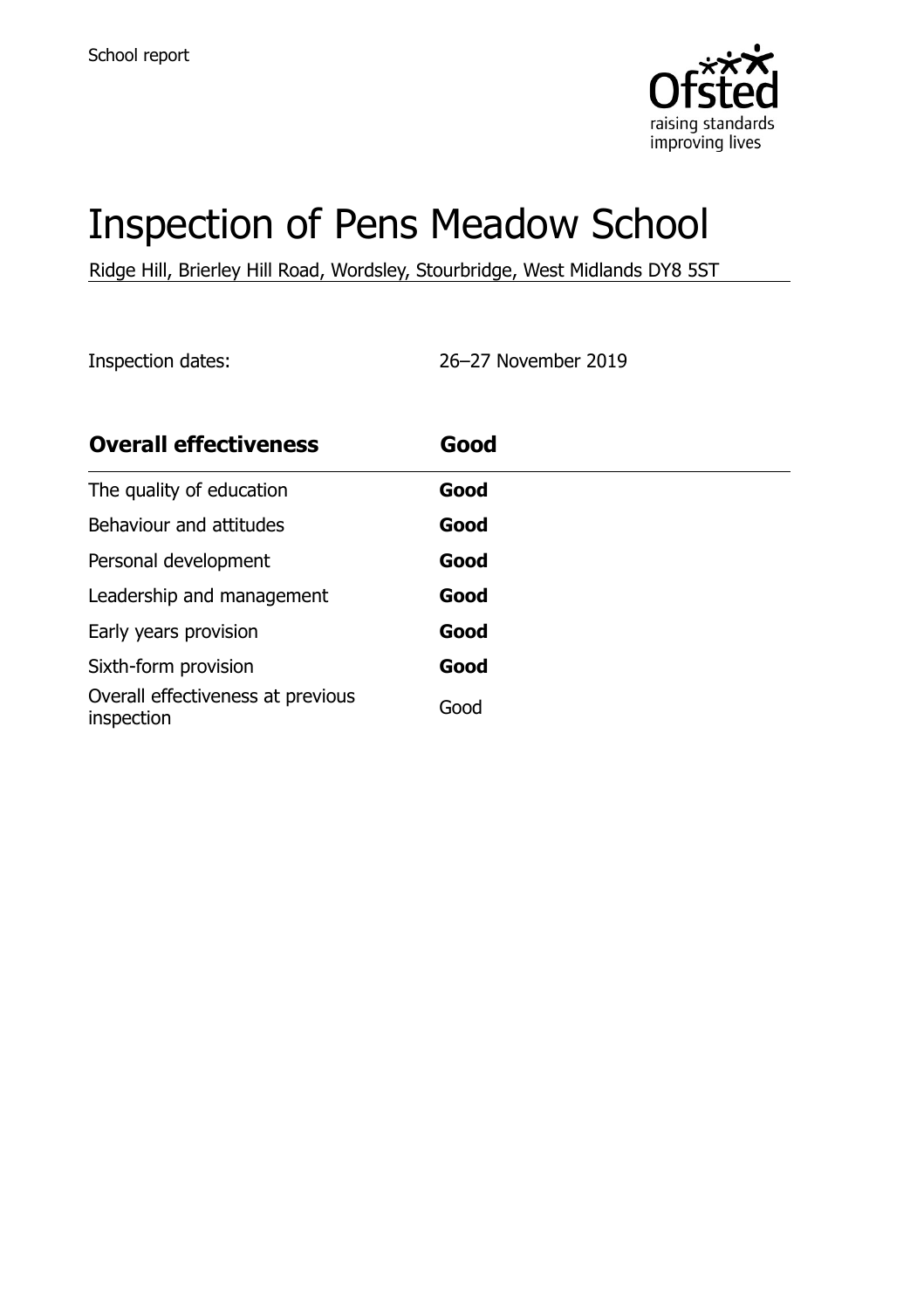School report

# Inspection of Pens Meadow School

Ridge Hill, Brierley Hill Road, Wordsley, Stourbridge, West Midlands DY8 5ST

Inspection dates: 26–27 November 2019

| **Overall effectiveness** | **Good** |
| --- | --- |
| The quality of education | **Good** |
| Behaviour and attitudes | **Good** |
| Personal development | **Good** |
| Leadership and management | **Good** |
| Early years provision | **Good** |
| Sixth-form provision | **Good** |
| Overall effectiveness at previous inspection | Good |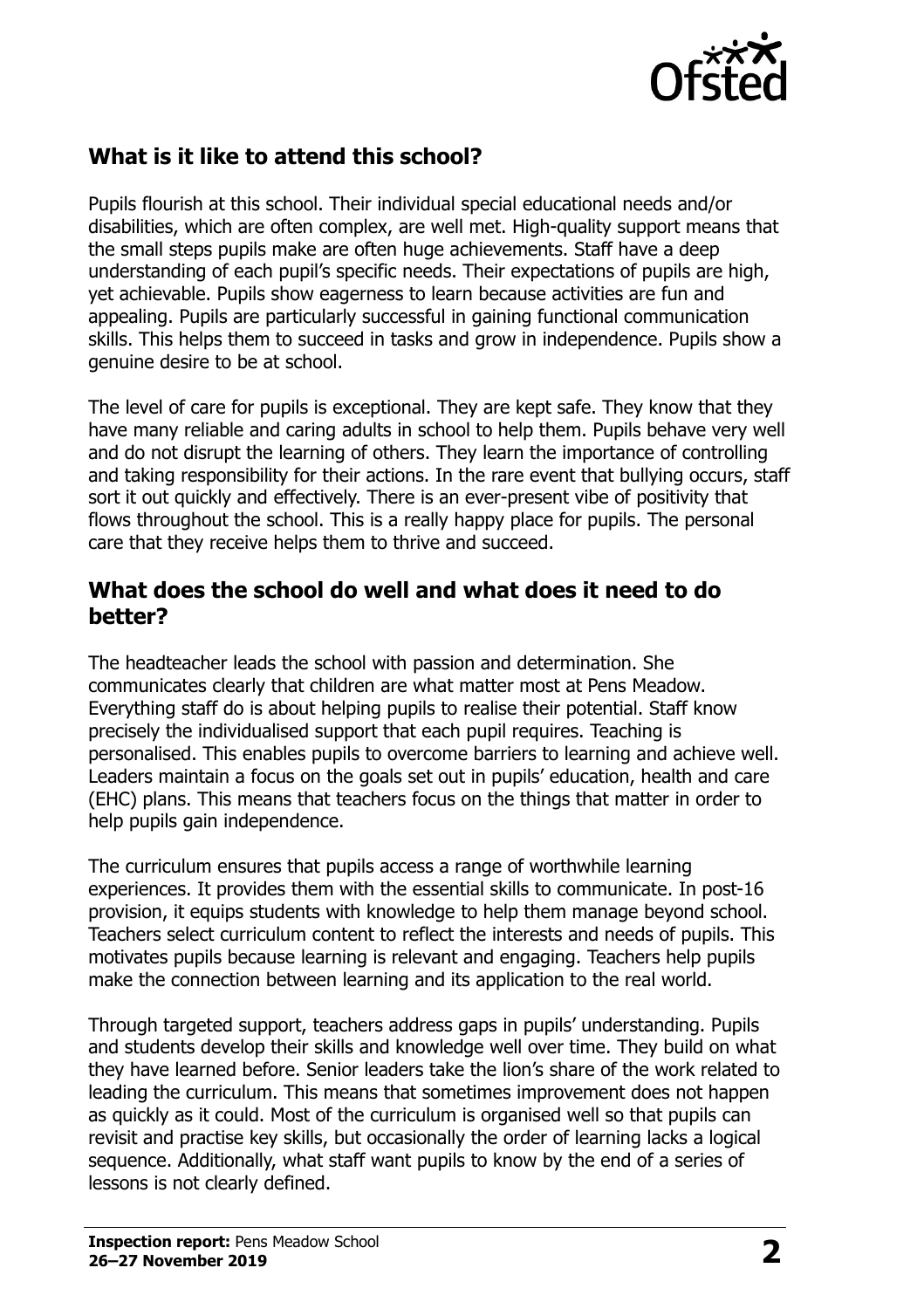## What is it like to attend this school?

Pupils flourish at this school. Their individual special educational needs and/or disabilities, which are often complex, are well met. High-quality support means that the small steps pupils make are often huge achievements. Staff have a deep understanding of each pupil's specific needs. Their expectations of pupils are high, yet achievable. Pupils show eagerness to learn because activities are fun and appealing. Pupils are particularly successful in gaining functional communication skills. This helps them to succeed in tasks and grow in independence. Pupils show a genuine desire to be at school.

The level of care for pupils is exceptional. They are kept safe. They know that they have many reliable and caring adults in school to help them. Pupils behave very well and do not disrupt the learning of others. They learn the importance of controlling and taking responsibility for their actions. In the rare event that bullying occurs, staff sort it out quickly and effectively. There is an ever-present vibe of positivity that flows throughout the school. This is a really happy place for pupils. The personal care that they receive helps them to thrive and succeed.

## What does the school do well and what does it need to do better?

The headteacher leads the school with passion and determination. She communicates clearly that children are what matter most at Pens Meadow. Everything staff do is about helping pupils to realise their potential. Staff know precisely the individualised support that each pupil requires. Teaching is personalised. This enables pupils to overcome barriers to learning and achieve well. Leaders maintain a focus on the goals set out in pupils' education, health and care (EHC) plans. This means that teachers focus on the things that matter in order to help pupils gain independence.

The curriculum ensures that pupils access a range of worthwhile learning experiences. It provides them with the essential skills to communicate. In post-16 provision, it equips students with knowledge to help them manage beyond school. Teachers select curriculum content to reflect the interests and needs of pupils. This motivates pupils because learning is relevant and engaging. Teachers help pupils make the connection between learning and its application to the real world.

Through targeted support, teachers address gaps in pupils' understanding. Pupils and students develop their skills and knowledge well over time. They build on what they have learned before. Senior leaders take the lion's share of the work related to leading the curriculum. This means that sometimes improvement does not happen as quickly as it could. Most of the curriculum is organised well so that pupils can revisit and practise key skills, but occasionally the order of learning lacks a logical sequence. Additionally, what staff want pupils to know by the end of a series of lessons is not clearly defined.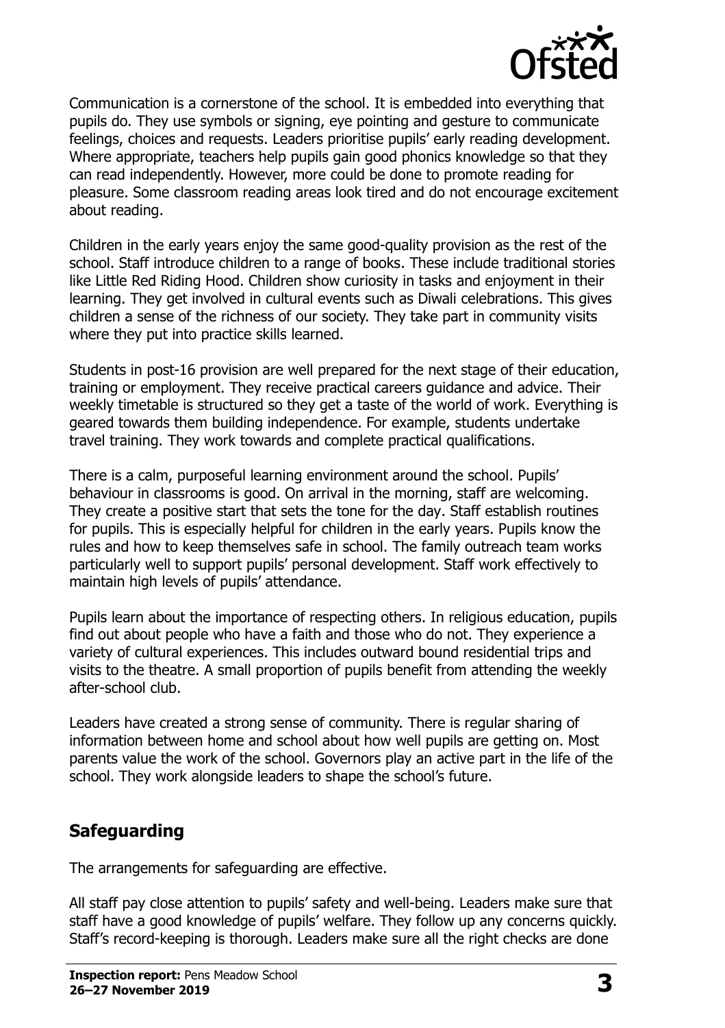Communication is a cornerstone of the school. It is embedded into everything that pupils do. They use symbols or signing, eye pointing and gesture to communicate feelings, choices and requests. Leaders prioritise pupils' early reading development. Where appropriate, teachers help pupils gain good phonics knowledge so that they can read independently. However, more could be done to promote reading for pleasure. Some classroom reading areas look tired and do not encourage excitement about reading.

Children in the early years enjoy the same good-quality provision as the rest of the school. Staff introduce children to a range of books. These include traditional stories like Little Red Riding Hood. Children show curiosity in tasks and enjoyment in their learning. They get involved in cultural events such as Diwali celebrations. This gives children a sense of the richness of our society. They take part in community visits where they put into practice skills learned.

Students in post-16 provision are well prepared for the next stage of their education, training or employment. They receive practical careers guidance and advice. Their weekly timetable is structured so they get a taste of the world of work. Everything is geared towards them building independence. For example, students undertake travel training. They work towards and complete practical qualifications.

There is a calm, purposeful learning environment around the school. Pupils' behaviour in classrooms is good. On arrival in the morning, staff are welcoming. They create a positive start that sets the tone for the day. Staff establish routines for pupils. This is especially helpful for children in the early years. Pupils know the rules and how to keep themselves safe in school. The family outreach team works particularly well to support pupils' personal development. Staff work effectively to maintain high levels of pupils' attendance.

Pupils learn about the importance of respecting others. In religious education, pupils find out about people who have a faith and those who do not. They experience a variety of cultural experiences. This includes outward bound residential trips and visits to the theatre. A small proportion of pupils benefit from attending the weekly after-school club.

Leaders have created a strong sense of community. There is regular sharing of information between home and school about how well pupils are getting on. Most parents value the work of the school. Governors play an active part in the life of the school. They work alongside leaders to shape the school's future.

## Safeguarding

The arrangements for safeguarding are effective.

All staff pay close attention to pupils' safety and well-being. Leaders make sure that staff have a good knowledge of pupils' welfare. They follow up any concerns quickly. Staff's record-keeping is thorough. Leaders make sure all the right checks are done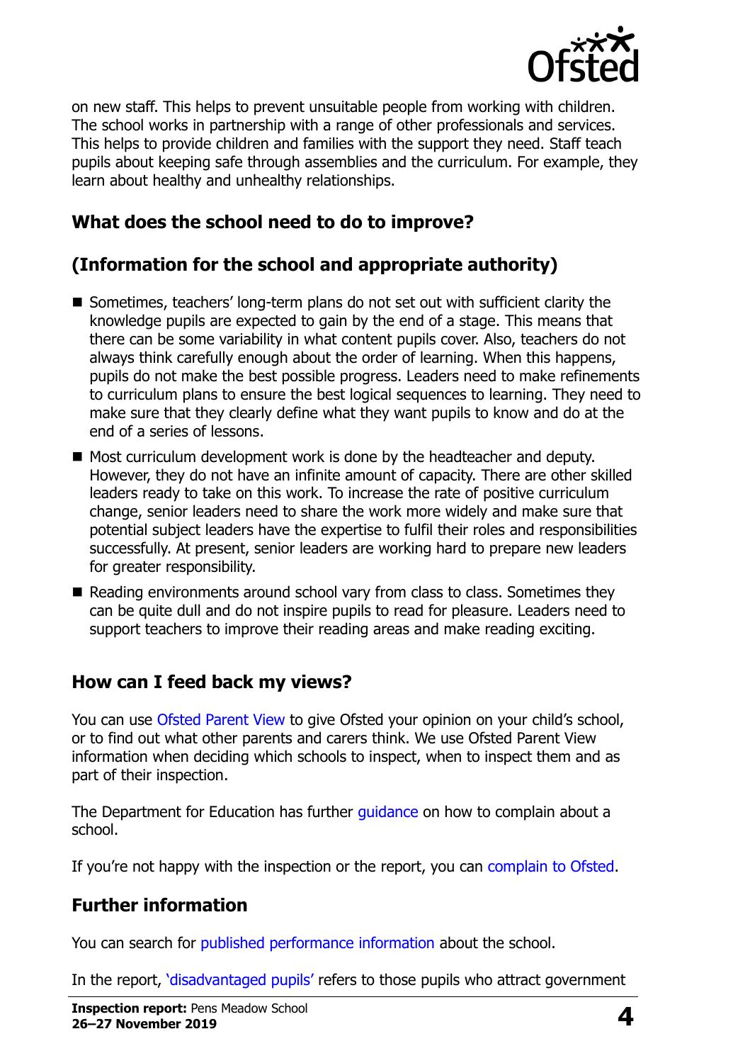on new staff. This helps to prevent unsuitable people from working with children. The school works in partnership with a range of other professionals and services. This helps to provide children and families with the support they need. Staff teach pupils about keeping safe through assemblies and the curriculum. For example, they learn about healthy and unhealthy relationships.

## What does the school need to do to improve?

## (Information for the school and appropriate authority)

- Sometimes, teachers' long-term plans do not set out with sufficient clarity the knowledge pupils are expected to gain by the end of a stage. This means that there can be some variability in what content pupils cover. Also, teachers do not always think carefully enough about the order of learning. When this happens, pupils do not make the best possible progress. Leaders need to make refinements to curriculum plans to ensure the best logical sequences to learning. They need to make sure that they clearly define what they want pupils to know and do at the end of a series of lessons.
- Most curriculum development work is done by the headteacher and deputy. However, they do not have an infinite amount of capacity. There are other skilled leaders ready to take on this work. To increase the rate of positive curriculum change, senior leaders need to share the work more widely and make sure that potential subject leaders have the expertise to fulfil their roles and responsibilities successfully. At present, senior leaders are working hard to prepare new leaders for greater responsibility.
- Reading environments around school vary from class to class. Sometimes they can be quite dull and do not inspire pupils to read for pleasure. Leaders need to support teachers to improve their reading areas and make reading exciting.

## How can I feed back my views?

You can use Ofsted Parent View to give Ofsted your opinion on your child's school, or to find out what other parents and carers think. We use Ofsted Parent View information when deciding which schools to inspect, when to inspect them and as part of their inspection.

The Department for Education has further guidance on how to complain about a school.

If you're not happy with the inspection or the report, you can complain to Ofsted.

## Further information

You can search for published performance information about the school.

In the report, 'disadvantaged pupils' refers to those pupils who attract government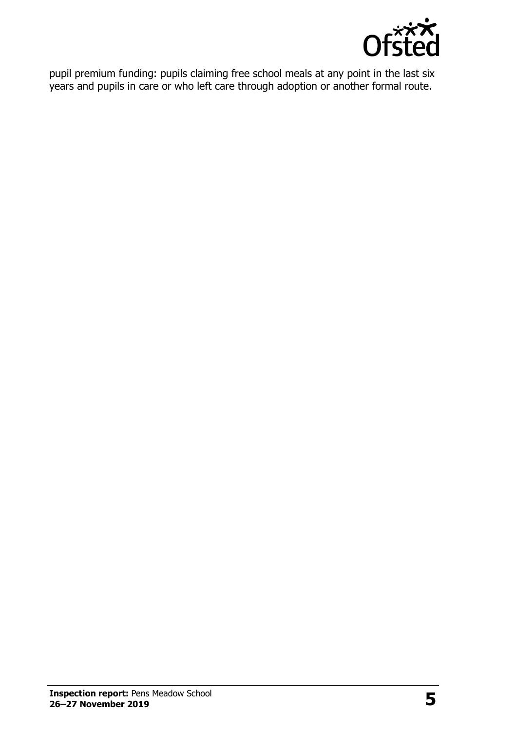pupil premium funding: pupils claiming free school meals at any point in the last six years and pupils in care or who left care through adoption or another formal route.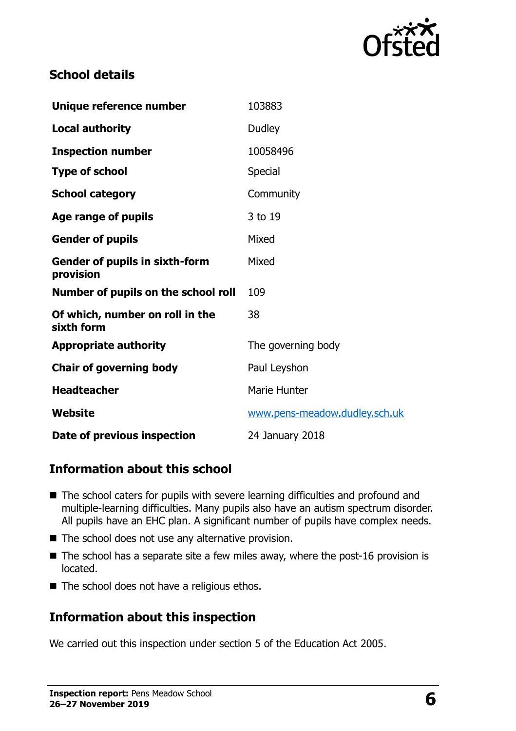## School details

| | |
|---|---|
| **Unique reference number** | 103883 |
| **Local authority** | Dudley |
| **Inspection number** | 10058496 |
| **Type of school** | Special |
| **School category** | Community |
| **Age range of pupils** | 3 to 19 |
| **Gender of pupils** | Mixed |
| **Gender of pupils in sixth-form provision** | Mixed |
| **Number of pupils on the school roll** | 109 |
| **Of which, number on roll in the sixth form** | 38 |
| **Appropriate authority** | The governing body |
| **Chair of governing body** | Paul Leyshon |
| **Headteacher** | Marie Hunter |
| **Website** | www.pens-meadow.dudley.sch.uk |
| **Date of previous inspection** | 24 January 2018 |

## Information about this school

- The school caters for pupils with severe learning difficulties and profound and multiple-learning difficulties. Many pupils also have an autism spectrum disorder. All pupils have an EHC plan. A significant number of pupils have complex needs.
- The school does not use any alternative provision.
- The school has a separate site a few miles away, where the post-16 provision is located.
- The school does not have a religious ethos.

## Information about this inspection

We carried out this inspection under section 5 of the Education Act 2005.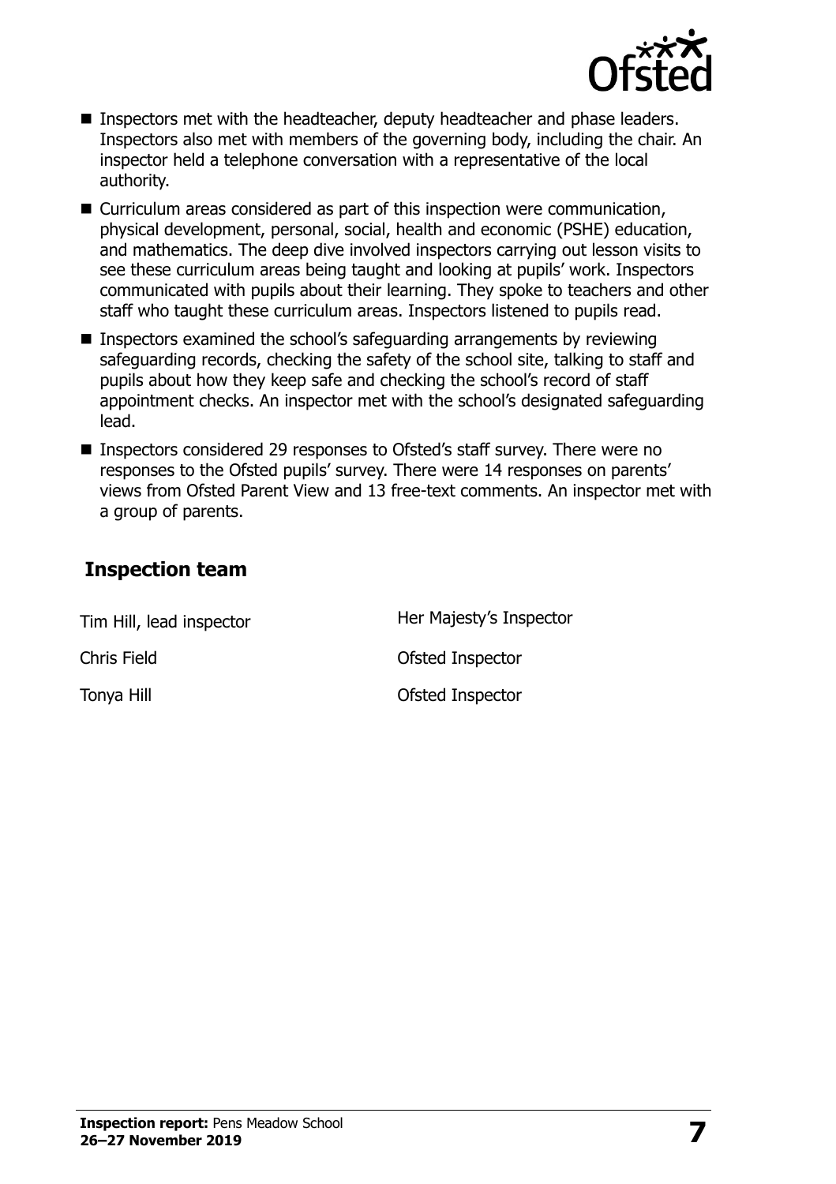- Inspectors met with the headteacher, deputy headteacher and phase leaders. Inspectors also met with members of the governing body, including the chair. An inspector held a telephone conversation with a representative of the local authority.
- Curriculum areas considered as part of this inspection were communication, physical development, personal, social, health and economic (PSHE) education, and mathematics. The deep dive involved inspectors carrying out lesson visits to see these curriculum areas being taught and looking at pupils' work. Inspectors communicated with pupils about their learning. They spoke to teachers and other staff who taught these curriculum areas. Inspectors listened to pupils read.
- Inspectors examined the school's safeguarding arrangements by reviewing safeguarding records, checking the safety of the school site, talking to staff and pupils about how they keep safe and checking the school's record of staff appointment checks. An inspector met with the school's designated safeguarding lead.
- Inspectors considered 29 responses to Ofsted's staff survey. There were no responses to the Ofsted pupils' survey. There were 14 responses on parents' views from Ofsted Parent View and 13 free-text comments. An inspector met with a group of parents.

## Inspection team

| | |
|---|---|
| Tim Hill, lead inspector | Her Majesty's Inspector |
| Chris Field | Ofsted Inspector |
| Tonya Hill | Ofsted Inspector |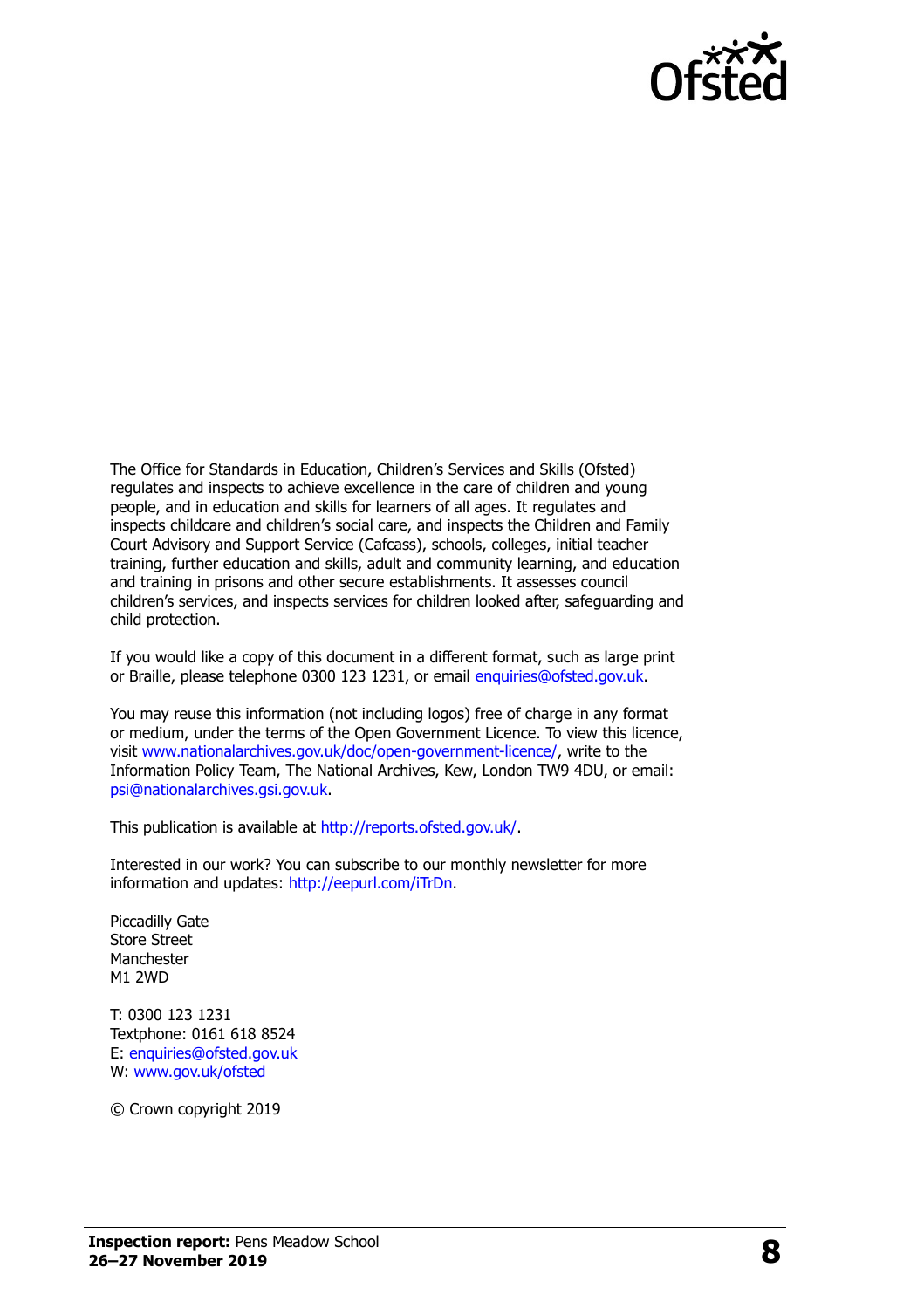The Office for Standards in Education, Children's Services and Skills (Ofsted) regulates and inspects to achieve excellence in the care of children and young people, and in education and skills for learners of all ages. It regulates and inspects childcare and children's social care, and inspects the Children and Family Court Advisory and Support Service (Cafcass), schools, colleges, initial teacher training, further education and skills, adult and community learning, and education and training in prisons and other secure establishments. It assesses council children's services, and inspects services for children looked after, safeguarding and child protection.

If you would like a copy of this document in a different format, such as large print or Braille, please telephone 0300 123 1231, or email enquiries@ofsted.gov.uk.

You may reuse this information (not including logos) free of charge in any format or medium, under the terms of the Open Government Licence. To view this licence, visit www.nationalarchives.gov.uk/doc/open-government-licence/, write to the Information Policy Team, The National Archives, Kew, London TW9 4DU, or email: psi@nationalarchives.gsi.gov.uk.

This publication is available at http://reports.ofsted.gov.uk/.

Interested in our work? You can subscribe to our monthly newsletter for more information and updates: http://eepurl.com/iTrDn.

Piccadilly Gate
Store Street
Manchester
M1 2WD

T: 0300 123 1231
Textphone: 0161 618 8524
E: enquiries@ofsted.gov.uk
W: www.gov.uk/ofsted

© Crown copyright 2019